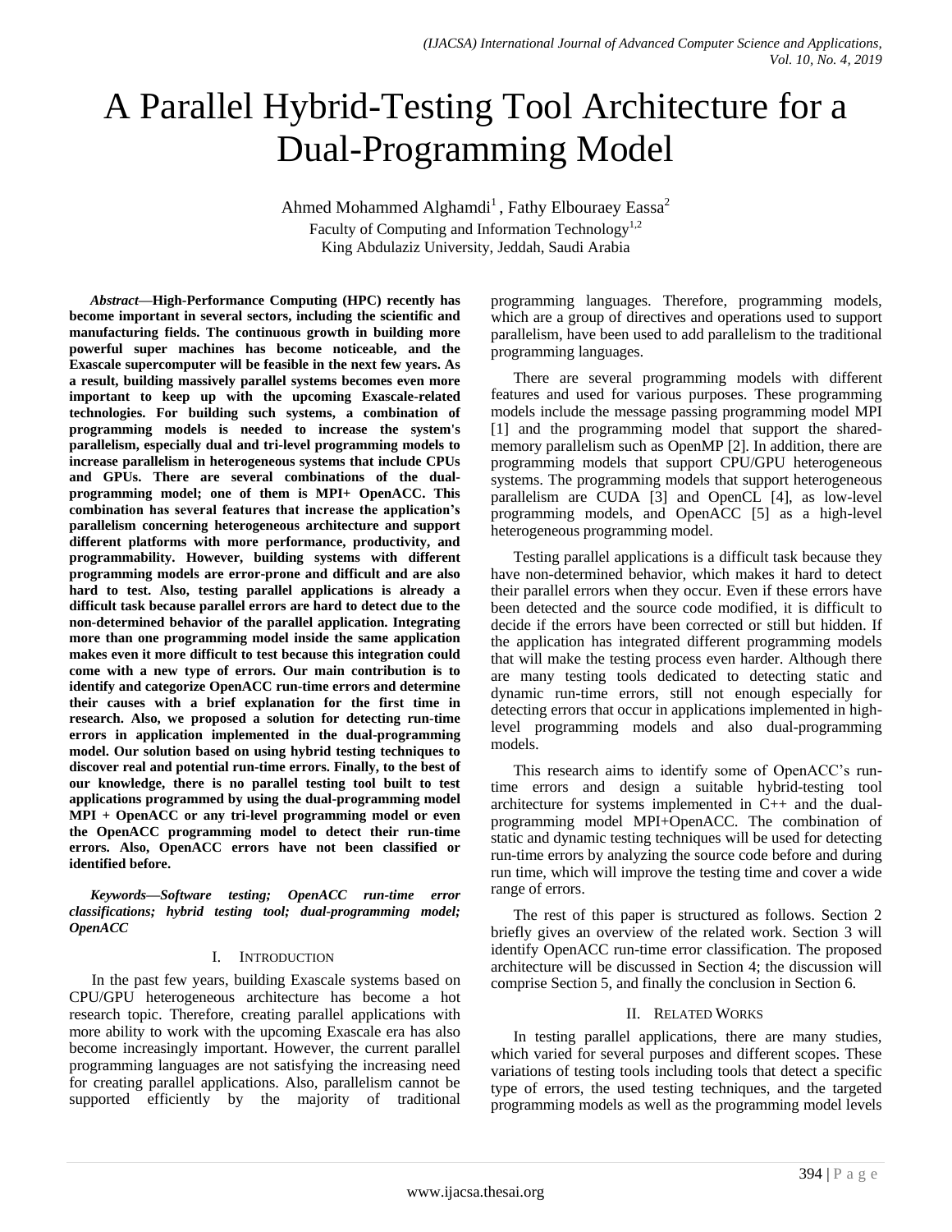# A Parallel Hybrid-Testing Tool Architecture for a Dual-Programming Model

Ahmed Mohammed Alghamdi[1], Fathy Elbouraey Eassa[2]

Faculty of Computing and Information Technology[1,2]

King Abdulaziz University, Jeddah, Saudi Arabia

***Abstract*—High-Performance Computing (HPC) recently has become important in several sectors, including the scientific and manufacturing fields. The continuous growth in building more powerful super machines has become noticeable, and the Exascale supercomputer will be feasible in the next few years. As a result, building massively parallel systems becomes even more important to keep up with the upcoming Exascale-related technologies. For building such systems, a combination of programming models is needed to increase the system's parallelism, especially dual and tri-level programming models to increase parallelism in heterogeneous systems that include CPUs and GPUs. There are several combinations of the dual-programming model; one of them is MPI+ OpenACC. This combination has several features that increase the application's parallelism concerning heterogeneous architecture and support different platforms with more performance, productivity, and programmability. However, building systems with different programming models are error-prone and difficult and are also hard to test. Also, testing parallel applications is already a difficult task because parallel errors are hard to detect due to the non-determined behavior of the parallel application. Integrating more than one programming model inside the same application makes even it more difficult to test because this integration could come with a new type of errors. Our main contribution is to identify and categorize OpenACC run-time errors and determine their causes with a brief explanation for the first time in research. Also, we proposed a solution for detecting run-time errors in application implemented in the dual-programming model. Our solution based on using hybrid testing techniques to discover real and potential run-time errors. Finally, to the best of our knowledge, there is no parallel testing tool built to test applications programmed by using the dual-programming model MPI + OpenACC or any tri-level programming model or even the OpenACC programming model to detect their run-time errors. Also, OpenACC errors have not been classified or identified before.**

***Keywords*—*Software testing; OpenACC run-time error classifications; hybrid testing tool; dual-programming model; OpenACC***

## I. Introduction

In the past few years, building Exascale systems based on CPU/GPU heterogeneous architecture has become a hot research topic. Therefore, creating parallel applications with more ability to work with the upcoming Exascale era has also become increasingly important. However, the current parallel programming languages are not satisfying the increasing need for creating parallel applications. Also, parallelism cannot be supported efficiently by the majority of traditional programming languages. Therefore, programming models, which are a group of directives and operations used to support parallelism, have been used to add parallelism to the traditional programming languages.

There are several programming models with different features and used for various purposes. These programming models include the message passing programming model MPI [1] and the programming model that support the shared-memory parallelism such as OpenMP [2]. In addition, there are programming models that support CPU/GPU heterogeneous systems. The programming models that support heterogeneous parallelism are CUDA [3] and OpenCL [4], as low-level programming models, and OpenACC [5] as a high-level heterogeneous programming model.

Testing parallel applications is a difficult task because they have non-determined behavior, which makes it hard to detect their parallel errors when they occur. Even if these errors have been detected and the source code modified, it is difficult to decide if the errors have been corrected or still but hidden. If the application has integrated different programming models that will make the testing process even harder. Although there are many testing tools dedicated to detecting static and dynamic run-time errors, still not enough especially for detecting errors that occur in applications implemented in high-level programming models and also dual-programming models.

This research aims to identify some of OpenACC's run-time errors and design a suitable hybrid-testing tool architecture for systems implemented in C++ and the dual-programming model MPI+OpenACC. The combination of static and dynamic testing techniques will be used for detecting run-time errors by analyzing the source code before and during run time, which will improve the testing time and cover a wide range of errors.

The rest of this paper is structured as follows. Section 2 briefly gives an overview of the related work. Section 3 will identify OpenACC run-time error classification. The proposed architecture will be discussed in Section 4; the discussion will comprise Section 5, and finally the conclusion in Section 6.

## II. Related Works

In testing parallel applications, there are many studies, which varied for several purposes and different scopes. These variations of testing tools including tools that detect a specific type of errors, the used testing techniques, and the targeted programming models as well as the programming model levels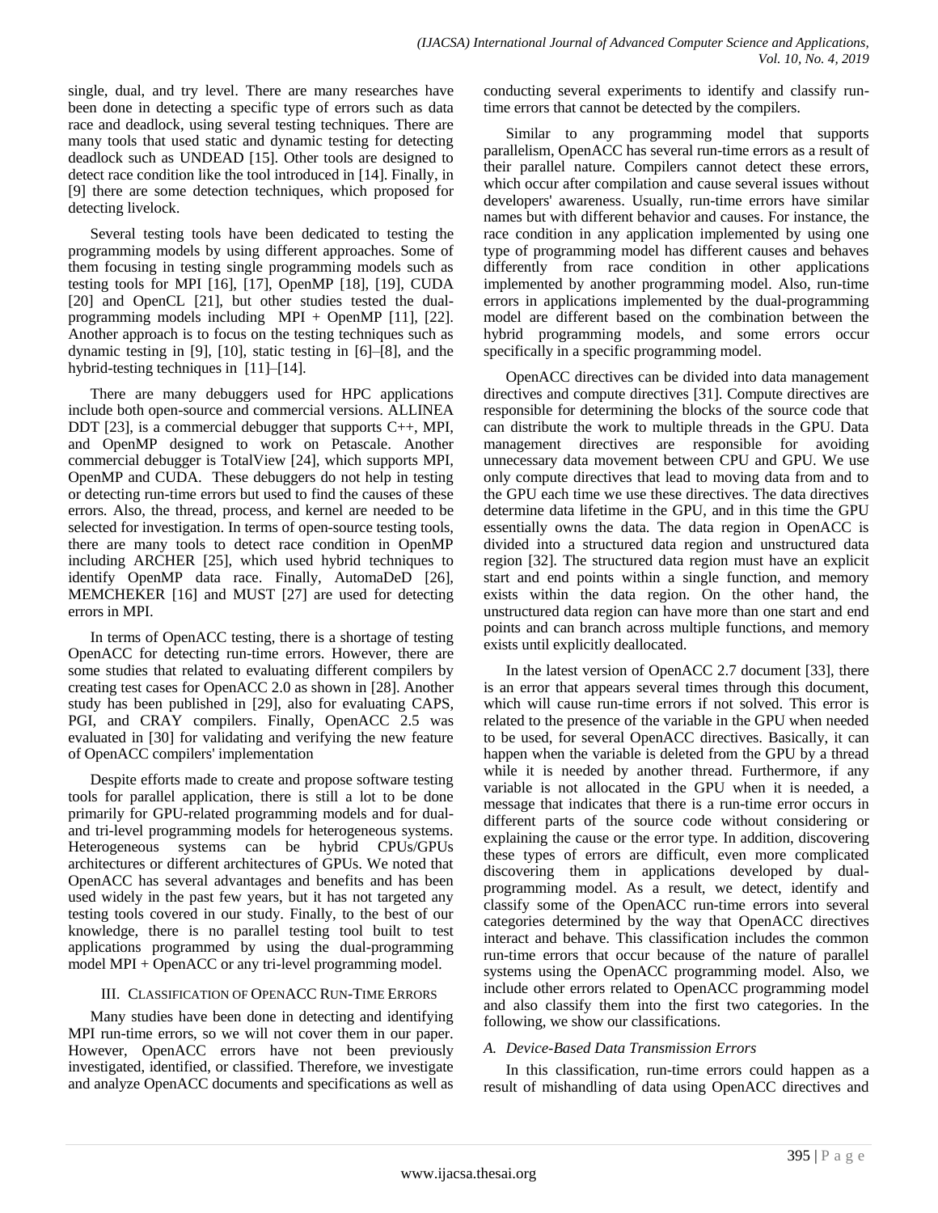single, dual, and try level. There are many researches have been done in detecting a specific type of errors such as data race and deadlock, using several testing techniques. There are many tools that used static and dynamic testing for detecting deadlock such as UNDEAD [15]. Other tools are designed to detect race condition like the tool introduced in [14]. Finally, in [9] there are some detection techniques, which proposed for detecting livelock.

Several testing tools have been dedicated to testing the programming models by using different approaches. Some of them focusing in testing single programming models such as testing tools for MPI [16], [17], OpenMP [18], [19], CUDA [20] and OpenCL [21], but other studies tested the dual-programming models including MPI + OpenMP [11], [22]. Another approach is to focus on the testing techniques such as dynamic testing in [9], [10], static testing in [6]–[8], and the hybrid-testing techniques in [11]–[14].

There are many debuggers used for HPC applications include both open-source and commercial versions. ALLINEA DDT [23], is a commercial debugger that supports C++, MPI, and OpenMP designed to work on Petascale. Another commercial debugger is TotalView [24], which supports MPI, OpenMP and CUDA. These debuggers do not help in testing or detecting run-time errors but used to find the causes of these errors. Also, the thread, process, and kernel are needed to be selected for investigation. In terms of open-source testing tools, there are many tools to detect race condition in OpenMP including ARCHER [25], which used hybrid techniques to identify OpenMP data race. Finally, AutomaDeD [26], MEMCHEKER [16] and MUST [27] are used for detecting errors in MPI.

In terms of OpenACC testing, there is a shortage of testing OpenACC for detecting run-time errors. However, there are some studies that related to evaluating different compilers by creating test cases for OpenACC 2.0 as shown in [28]. Another study has been published in [29], also for evaluating CAPS, PGI, and CRAY compilers. Finally, OpenACC 2.5 was evaluated in [30] for validating and verifying the new feature of OpenACC compilers' implementation

Despite efforts made to create and propose software testing tools for parallel application, there is still a lot to be done primarily for GPU-related programming models and for dual- and tri-level programming models for heterogeneous systems. Heterogeneous systems can be hybrid CPUs/GPUs architectures or different architectures of GPUs. We noted that OpenACC has several advantages and benefits and has been used widely in the past few years, but it has not targeted any testing tools covered in our study. Finally, to the best of our knowledge, there is no parallel testing tool built to test applications programmed by using the dual-programming model MPI + OpenACC or any tri-level programming model.

## III. Classification of OpenACC Run-Time Errors

Many studies have been done in detecting and identifying MPI run-time errors, so we will not cover them in our paper. However, OpenACC errors have not been previously investigated, identified, or classified. Therefore, we investigate and analyze OpenACC documents and specifications as well as conducting several experiments to identify and classify run-time errors that cannot be detected by the compilers.

Similar to any programming model that supports parallelism, OpenACC has several run-time errors as a result of their parallel nature. Compilers cannot detect these errors, which occur after compilation and cause several issues without developers' awareness. Usually, run-time errors have similar names but with different behavior and causes. For instance, the race condition in any application implemented by using one type of programming model has different causes and behaves differently from race condition in other applications implemented by another programming model. Also, run-time errors in applications implemented by the dual-programming model are different based on the combination between the hybrid programming models, and some errors occur specifically in a specific programming model.

OpenACC directives can be divided into data management directives and compute directives [31]. Compute directives are responsible for determining the blocks of the source code that can distribute the work to multiple threads in the GPU. Data management directives are responsible for avoiding unnecessary data movement between CPU and GPU. We use only compute directives that lead to moving data from and to the GPU each time we use these directives. The data directives determine data lifetime in the GPU, and in this time the GPU essentially owns the data. The data region in OpenACC is divided into a structured data region and unstructured data region [32]. The structured data region must have an explicit start and end points within a single function, and memory exists within the data region. On the other hand, the unstructured data region can have more than one start and end points and can branch across multiple functions, and memory exists until explicitly deallocated.

In the latest version of OpenACC 2.7 document [33], there is an error that appears several times through this document, which will cause run-time errors if not solved. This error is related to the presence of the variable in the GPU when needed to be used, for several OpenACC directives. Basically, it can happen when the variable is deleted from the GPU by a thread while it is needed by another thread. Furthermore, if any variable is not allocated in the GPU when it is needed, a message that indicates that there is a run-time error occurs in different parts of the source code without considering or explaining the cause or the error type. In addition, discovering these types of errors are difficult, even more complicated discovering them in applications developed by dual-programming model. As a result, we detect, identify and classify some of the OpenACC run-time errors into several categories determined by the way that OpenACC directives interact and behave. This classification includes the common run-time errors that occur because of the nature of parallel systems using the OpenACC programming model. Also, we include other errors related to OpenACC programming model and also classify them into the first two categories. In the following, we show our classifications.

### *A. Device-Based Data Transmission Errors*

In this classification, run-time errors could happen as a result of mishandling of data using OpenACC directives and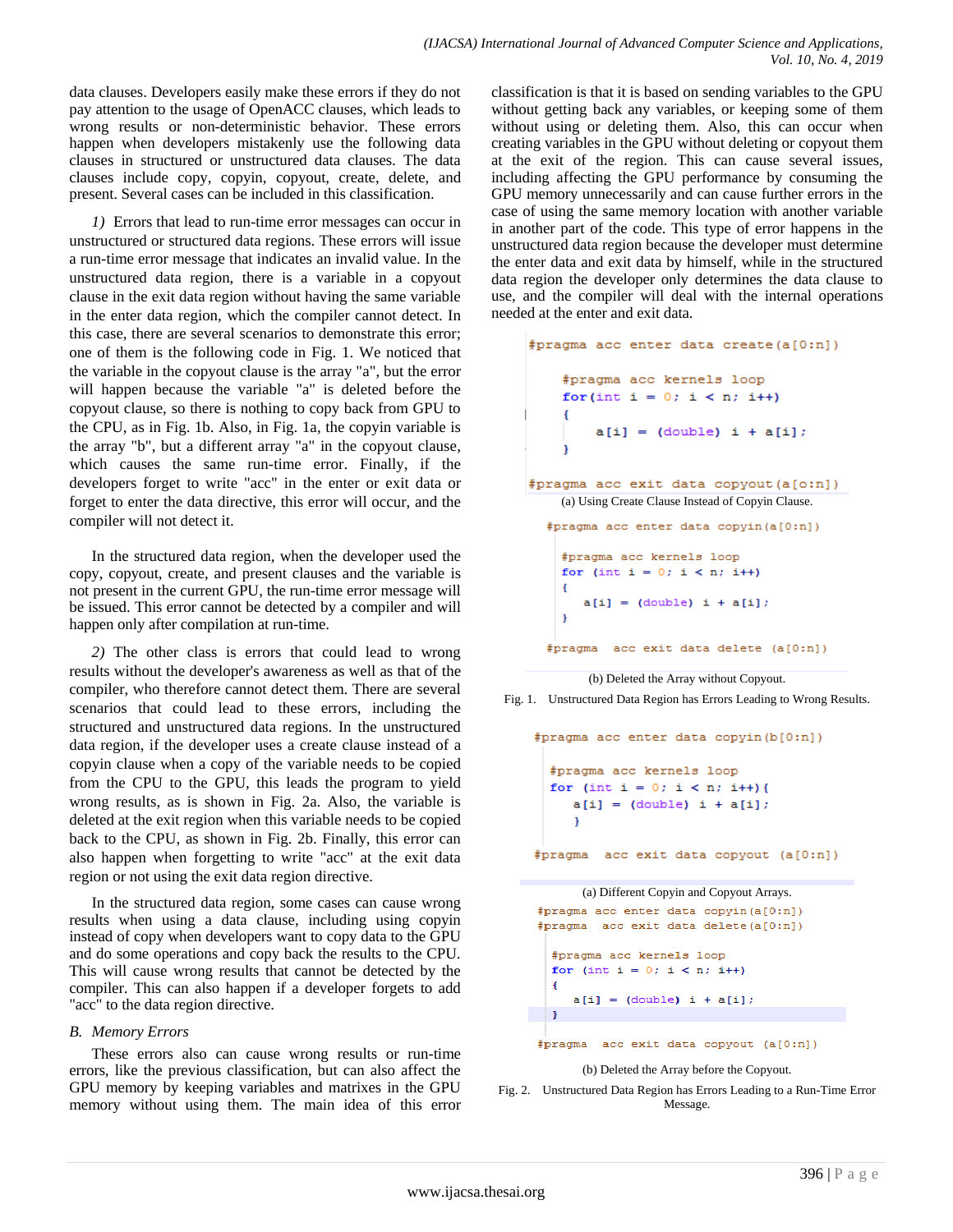data clauses. Developers easily make these errors if they do not pay attention to the usage of OpenACC clauses, which leads to wrong results or non-deterministic behavior. These errors happen when developers mistakenly use the following data clauses in structured or unstructured data clauses. The data clauses include copy, copyin, copyout, create, delete, and present. Several cases can be included in this classification.

*1)* Errors that lead to run-time error messages can occur in unstructured or structured data regions. These errors will issue a run-time error message that indicates an invalid value. In the unstructured data region, there is a variable in a copyout clause in the exit data region without having the same variable in the enter data region, which the compiler cannot detect. In this case, there are several scenarios to demonstrate this error; one of them is the following code in Fig. 1. We noticed that the variable in the copyout clause is the array "a", but the error will happen because the variable "a" is deleted before the copyout clause, so there is nothing to copy back from GPU to the CPU, as in Fig. 1b. Also, in Fig. 1a, the copyin variable is the array "b", but a different array "a" in the copyout clause, which causes the same run-time error. Finally, if the developers forget to write "acc" in the enter or exit data or forget to enter the data directive, this error will occur, and the compiler will not detect it.

In the structured data region, when the developer used the copy, copyout, create, and present clauses and the variable is not present in the current GPU, the run-time error message will be issued. This error cannot be detected by a compiler and will happen only after compilation at run-time.

*2)* The other class is errors that could lead to wrong results without the developer's awareness as well as that of the compiler, who therefore cannot detect them. There are several scenarios that could lead to these errors, including the structured and unstructured data regions. In the unstructured data region, if the developer uses a create clause instead of a copyin clause when a copy of the variable needs to be copied from the CPU to the GPU, this leads the program to yield wrong results, as is shown in Fig. 2a. Also, the variable is deleted at the exit region when this variable needs to be copied back to the CPU, as shown in Fig. 2b. Finally, this error can also happen when forgetting to write "acc" at the exit data region or not using the exit data region directive.

In the structured data region, some cases can cause wrong results when using a data clause, including using copyin instead of copy when developers want to copy data to the GPU and do some operations and copy back the results to the CPU. This will cause wrong results that cannot be detected by the compiler. This can also happen if a developer forgets to add "acc" to the data region directive.

### *B. Memory Errors*

These errors also can cause wrong results or run-time errors, like the previous classification, but can also affect the GPU memory by keeping variables and matrixes in the GPU memory without using them. The main idea of this error classification is that it is based on sending variables to the GPU without getting back any variables, or keeping some of them without using or deleting them. Also, this can occur when creating variables in the GPU without deleting or copyout them at the exit of the region. This can cause several issues, including affecting the GPU performance by consuming the GPU memory unnecessarily and can cause further errors in the case of using the same memory location with another variable in another part of the code. This type of error happens in the unstructured data region because the developer must determine the enter data and exit data by himself, while in the structured data region the developer only determines the data clause to use, and the compiler will deal with the internal operations needed at the enter and exit data.

```
#pragma acc enter data create(a[0:n])

    #pragma acc kernels loop
    for(int i = 0; i < n; i++)
    {
        a[i] = (double) i + a[i];
    }

#pragma acc exit data copyout(a[o:n])
```

(a) Using Create Clause Instead of Copyin Clause.

```
#pragma acc enter data copyin(a[0:n])

  #pragma acc kernels loop
  for (int i = 0; i < n; i++)
  {
     a[i] = (double) i + a[i];
  }

#pragma  acc exit data delete (a[0:n])
```

(b) Deleted the Array without Copyout.

Fig. 1. Unstructured Data Region has Errors Leading to Wrong Results.

```
#pragma acc enter data copyin(b[0:n])

  #pragma acc kernels loop
  for (int i = 0; i < n; i++){
     a[i] = (double) i + a[i];
     }

#pragma  acc exit data copyout (a[0:n])
```

(a) Different Copyin and Copyout Arrays.

```
#pragma acc enter data copyin(a[0:n])
#pragma  acc exit data delete(a[0:n])

  #pragma acc kernels loop
  for (int i = 0; i < n; i++)
  {
     a[i] = (double) i + a[i];
  }

#pragma  acc exit data copyout (a[0:n])
```

(b) Deleted the Array before the Copyout.

Fig. 2. Unstructured Data Region has Errors Leading to a Run-Time Error Message.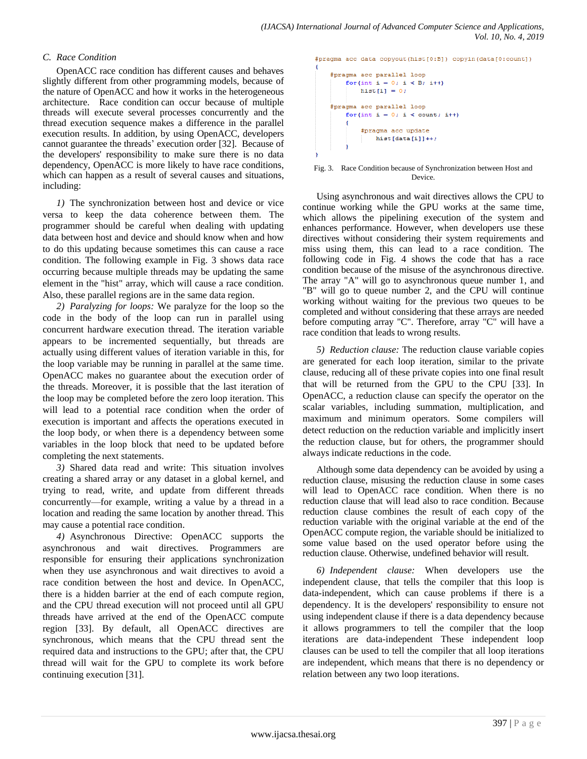### C. Race Condition

OpenACC race condition has different causes and behaves slightly different from other programming models, because of the nature of OpenACC and how it works in the heterogeneous architecture. Race condition can occur because of multiple threads will execute several processes concurrently and the thread execution sequence makes a difference in the parallel execution results. In addition, by using OpenACC, developers cannot guarantee the threads' execution order [32]. Because of the developers' responsibility to make sure there is no data dependency, OpenACC is more likely to have race conditions, which can happen as a result of several causes and situations, including:

*1)* The synchronization between host and device or vice versa to keep the data coherence between them. The programmer should be careful when dealing with updating data between host and device and should know when and how to do this updating because sometimes this can cause a race condition. The following example in Fig. 3 shows data race occurring because multiple threads may be updating the same element in the "hist" array, which will cause a race condition. Also, these parallel regions are in the same data region.

*2) Paralyzing for loops:* We paralyze for the loop so the code in the body of the loop can run in parallel using concurrent hardware execution thread. The iteration variable appears to be incremented sequentially, but threads are actually using different values of iteration variable in this, for the loop variable may be running in parallel at the same time. OpenACC makes no guarantee about the execution order of the threads. Moreover, it is possible that the last iteration of the loop may be completed before the zero loop iteration. This will lead to a potential race condition when the order of execution is important and affects the operations executed in the loop body, or when there is a dependency between some variables in the loop block that need to be updated before completing the next statements.

*3)* Shared data read and write: This situation involves creating a shared array or any dataset in a global kernel, and trying to read, write, and update from different threads concurrently—for example, writing a value by a thread in a location and reading the same location by another thread. This may cause a potential race condition.

*4)* Asynchronous Directive: OpenACC supports the asynchronous and wait directives. Programmers are responsible for ensuring their applications synchronization when they use asynchronous and wait directives to avoid a race condition between the host and device. In OpenACC, there is a hidden barrier at the end of each compute region, and the CPU thread execution will not proceed until all GPU threads have arrived at the end of the OpenACC compute region [33]. By default, all OpenACC directives are synchronous, which means that the CPU thread sent the required data and instructions to the GPU; after that, the CPU thread will wait for the GPU to complete its work before continuing execution [31].

```
#pragma acc data copyout(hist[0:B]) copyin(data[0:count])
{
    #pragma acc parallel loop
        for(int i = 0; i < B; i++)
            hist[i] = 0;

    #pragma acc parallel loop
        for(int i = 0; i < count; i++)
        {
            #pragma acc update
                hist[data[i]]++;
        }
}
```

Fig. 3. Race Condition because of Synchronization between Host and Device.

Using asynchronous and wait directives allows the CPU to continue working while the GPU works at the same time, which allows the pipelining execution of the system and enhances performance. However, when developers use these directives without considering their system requirements and miss using them, this can lead to a race condition. The following code in Fig. 4 shows the code that has a race condition because of the misuse of the asynchronous directive. The array "A" will go to asynchronous queue number 1, and "B" will go to queue number 2, and the CPU will continue working without waiting for the previous two queues to be completed and without considering that these arrays are needed before computing array "C". Therefore, array "C" will have a race condition that leads to wrong results.

*5) Reduction clause:* The reduction clause variable copies are generated for each loop iteration, similar to the private clause, reducing all of these private copies into one final result that will be returned from the GPU to the CPU [33]. In OpenACC, a reduction clause can specify the operator on the scalar variables, including summation, multiplication, and maximum and minimum operators. Some compilers will detect reduction on the reduction variable and implicitly insert the reduction clause, but for others, the programmer should always indicate reductions in the code.

Although some data dependency can be avoided by using a reduction clause, misusing the reduction clause in some cases will lead to OpenACC race condition. When there is no reduction clause that will lead also to race condition. Because reduction clause combines the result of each copy of the reduction variable with the original variable at the end of the OpenACC compute region, the variable should be initialized to some value based on the used operator before using the reduction clause. Otherwise, undefined behavior will result.

*6) Independent clause:* When developers use the independent clause, that tells the compiler that this loop is data-independent, which can cause problems if there is a dependency. It is the developers' responsibility to ensure not using independent clause if there is a data dependency because it allows programmers to tell the compiler that the loop iterations are data-independent These independent loop clauses can be used to tell the compiler that all loop iterations are independent, which means that there is no dependency or relation between any two loop iterations.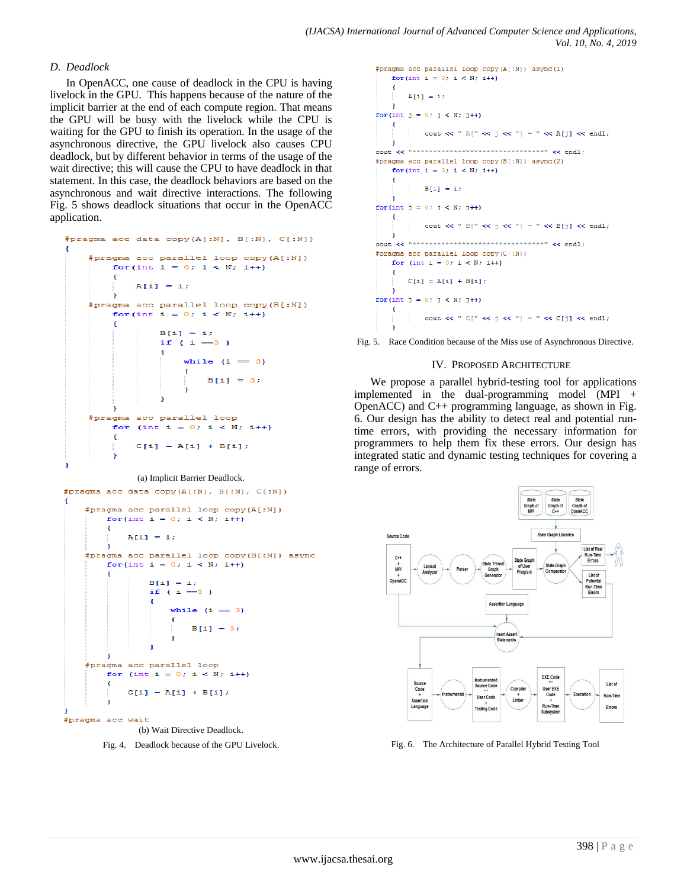### D. Deadlock

In OpenACC, one cause of deadlock in the CPU is having livelock in the GPU. This happens because of the nature of the implicit barrier at the end of each compute region. That means the GPU will be busy with the livelock while the CPU is waiting for the GPU to finish its operation. In the usage of the asynchronous directive, the GPU livelock also causes CPU deadlock, but by different behavior in terms of the usage of the wait directive; this will cause the CPU to have deadlock in that statement. In this case, the deadlock behaviors are based on the asynchronous and wait directive interactions. The following Fig. 5 shows deadlock situations that occur in the OpenACC application.

```
#pragma acc data copy(A[:N], B[:N], C[:N])
{
    #pragma acc parallel loop copy(A[:N])
        for(int i = 0; i < N; i++)
        {
            A[i] = i;
        }
    #pragma acc parallel loop copy(B[:N])
        for(int i = 0; i < N; i++)
        {
                B[i] = i;
                if ( i ==3 )
                {
                    while (i == 3)
                    {
                        B[i] = 3;
                    }
                }
        }
    #pragma acc parallel loop
        for (int i = 0; i < N; i++)
        {
            C[i] = A[i] + B[i];
        }
}
```

(a) Implicit Barrier Deadlock.

```
#pragma acc data copy(A[:N], B[:N], C[:N])
{
    #pragma acc parallel loop copy(A[:N])
        for(int i = 0; i < N; i++)
        {
            A[i] = i;
        }
    #pragma acc parallel loop copy(B[:N]) async
        for(int i = 0; i < N; i++)
        {
                B[i] = i;
                if ( i ==3 )
                {
                    while (i == 3)
                    {
                        B[i] = 3;
                    }
                }
        }
    #pragma acc parallel loop
        for (int i = 0; i < N; i++)
        {
            C[i] = A[i] + B[i];
        }
}
#pragma acc wait
```

(b) Wait Directive Deadlock.

Fig. 4. Deadlock because of the GPU Livelock.

```
#pragma acc parallel loop copy(A[:N]) async(1)
    for(int i = 0; i < N; i++)
    {
        A[i] = i;
    }
for(int j = 0; j < N; j++)
    {
        cout << " A[" << j << "] = " << A[j] << endl;
    }
cout << "********************************" << endl;
#pragma acc parallel loop copy(B[:N]) async(2)
    for(int i = 0; i < N; i++)
    {
        B[i] = i;
    }
for(int j = 0; j < N; j++)
    {
        cout << " B[" << j << "] = " << B[j] << endl;
    }
cout << "********************************" << endl;
#pragma acc parallel loop copy(C[:N])
    for (int i = 0; i < N; i++)
    {
        C[i] = A[i] + B[i];
    }
for(int j = 0; j < N; j++)
    {
        cout << " C[" << j << "] = " << C[j] << endl;
    }
```

Fig. 5. Race Condition because of the Miss use of Asynchronous Directive.

## IV. Proposed Architecture

We propose a parallel hybrid-testing tool for applications implemented in the dual-programming model (MPI + OpenACC) and C++ programming language, as shown in Fig. 6. Our design has the ability to detect real and potential run-time errors, with providing the necessary information for programmers to help them fix these errors. Our design has integrated static and dynamic testing techniques for covering a range of errors.

Fig. 6. The Architecture of Parallel Hybrid Testing Tool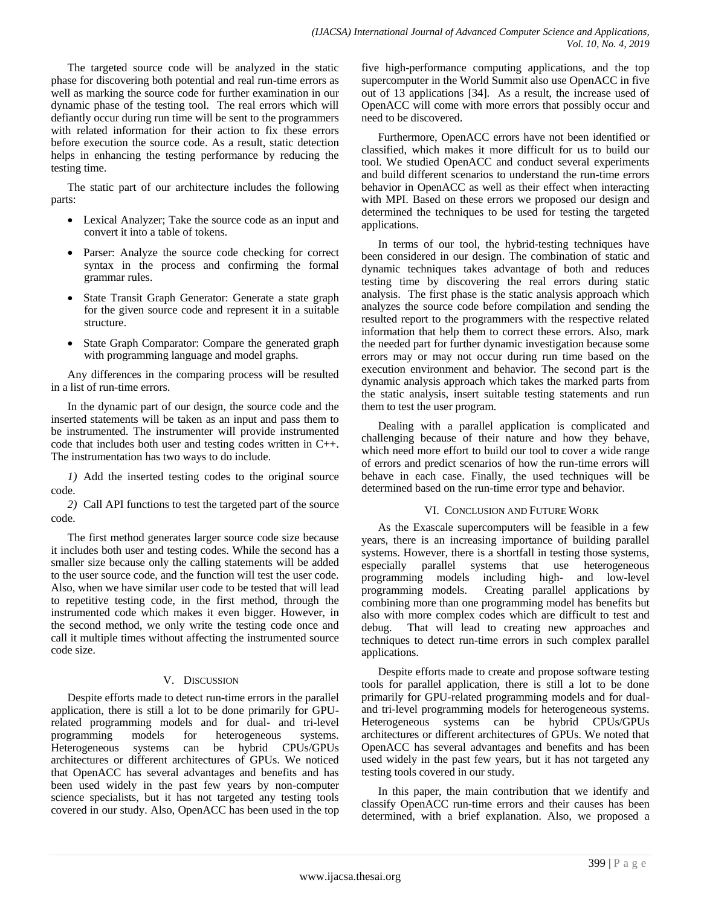The targeted source code will be analyzed in the static phase for discovering both potential and real run-time errors as well as marking the source code for further examination in our dynamic phase of the testing tool. The real errors which will defiantly occur during run time will be sent to the programmers with related information for their action to fix these errors before execution the source code. As a result, static detection helps in enhancing the testing performance by reducing the testing time.

The static part of our architecture includes the following parts:

- Lexical Analyzer; Take the source code as an input and convert it into a table of tokens.
- Parser: Analyze the source code checking for correct syntax in the process and confirming the formal grammar rules.
- State Transit Graph Generator: Generate a state graph for the given source code and represent it in a suitable structure.
- State Graph Comparator: Compare the generated graph with programming language and model graphs.

Any differences in the comparing process will be resulted in a list of run-time errors.

In the dynamic part of our design, the source code and the inserted statements will be taken as an input and pass them to be instrumented. The instrumenter will provide instrumented code that includes both user and testing codes written in C++. The instrumentation has two ways to do include.

*1)* Add the inserted testing codes to the original source code.

*2)* Call API functions to test the targeted part of the source code.

The first method generates larger source code size because it includes both user and testing codes. While the second has a smaller size because only the calling statements will be added to the user source code, and the function will test the user code. Also, when we have similar user code to be tested that will lead to repetitive testing code, in the first method, through the instrumented code which makes it even bigger. However, in the second method, we only write the testing code once and call it multiple times without affecting the instrumented source code size.

## V. Discussion

Despite efforts made to detect run-time errors in the parallel application, there is still a lot to be done primarily for GPU-related programming models and for dual- and tri-level programming models for heterogeneous systems. Heterogeneous systems can be hybrid CPUs/GPUs architectures or different architectures of GPUs. We noticed that OpenACC has several advantages and benefits and has been used widely in the past few years by non-computer science specialists, but it has not targeted any testing tools covered in our study. Also, OpenACC has been used in the top five high-performance computing applications, and the top supercomputer in the World Summit also use OpenACC in five out of 13 applications [34]. As a result, the increase used of OpenACC will come with more errors that possibly occur and need to be discovered.

Furthermore, OpenACC errors have not been identified or classified, which makes it more difficult for us to build our tool. We studied OpenACC and conduct several experiments and build different scenarios to understand the run-time errors behavior in OpenACC as well as their effect when interacting with MPI. Based on these errors we proposed our design and determined the techniques to be used for testing the targeted applications.

In terms of our tool, the hybrid-testing techniques have been considered in our design. The combination of static and dynamic techniques takes advantage of both and reduces testing time by discovering the real errors during static analysis. The first phase is the static analysis approach which analyzes the source code before compilation and sending the resulted report to the programmers with the respective related information that help them to correct these errors. Also, mark the needed part for further dynamic investigation because some errors may or may not occur during run time based on the execution environment and behavior. The second part is the dynamic analysis approach which takes the marked parts from the static analysis, insert suitable testing statements and run them to test the user program.

Dealing with a parallel application is complicated and challenging because of their nature and how they behave, which need more effort to build our tool to cover a wide range of errors and predict scenarios of how the run-time errors will behave in each case. Finally, the used techniques will be determined based on the run-time error type and behavior.

## VI. Conclusion and Future Work

As the Exascale supercomputers will be feasible in a few years, there is an increasing importance of building parallel systems. However, there is a shortfall in testing those systems, especially parallel systems that use heterogeneous programming models including high- and low-level programming models. Creating parallel applications by combining more than one programming model has benefits but also with more complex codes which are difficult to test and debug. That will lead to creating new approaches and techniques to detect run-time errors in such complex parallel applications.

Despite efforts made to create and propose software testing tools for parallel application, there is still a lot to be done primarily for GPU-related programming models and for dual- and tri-level programming models for heterogeneous systems. Heterogeneous systems can be hybrid CPUs/GPUs architectures or different architectures of GPUs. We noted that OpenACC has several advantages and benefits and has been used widely in the past few years, but it has not targeted any testing tools covered in our study.

In this paper, the main contribution that we identify and classify OpenACC run-time errors and their causes has been determined, with a brief explanation. Also, we proposed a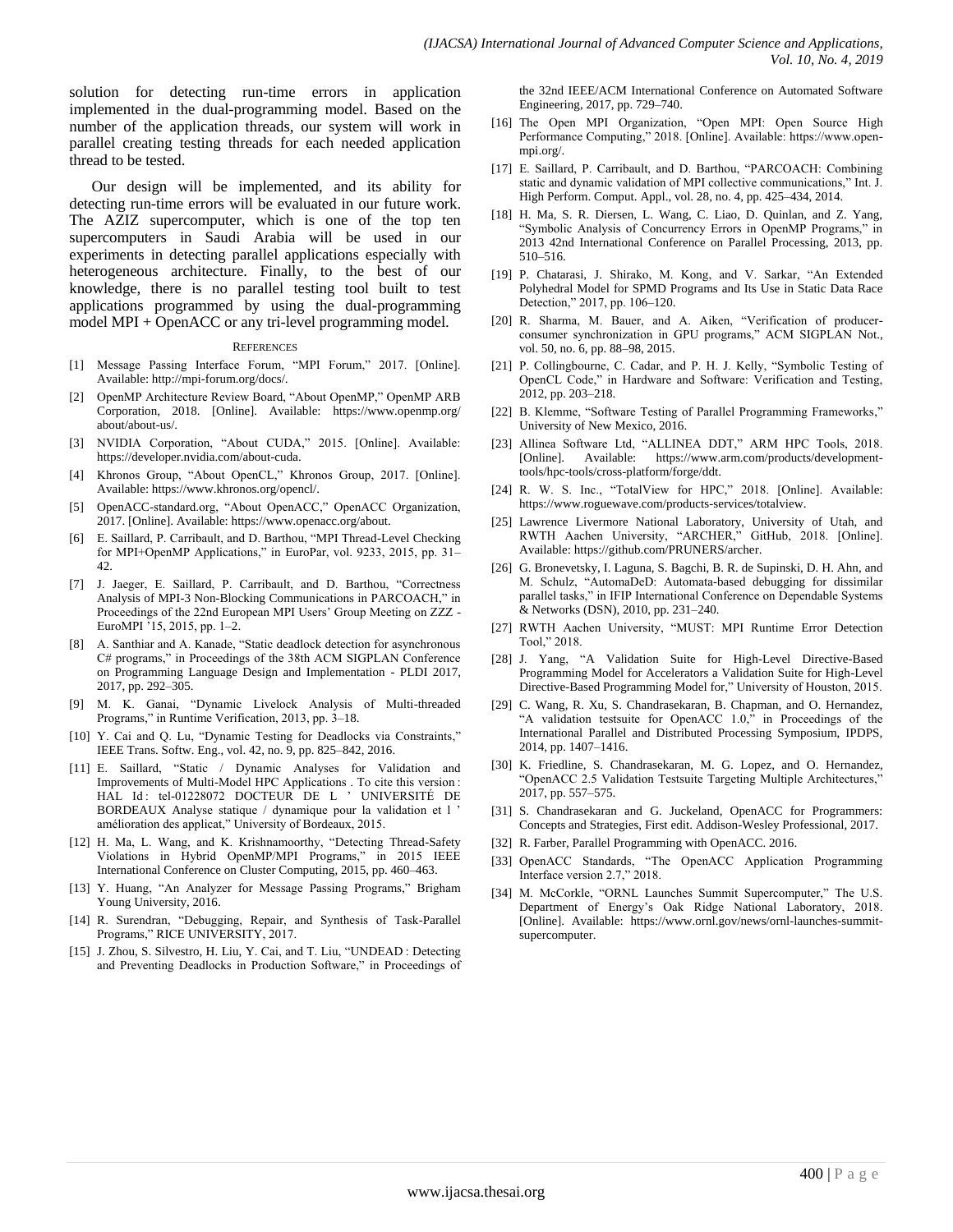solution for detecting run-time errors in application implemented in the dual-programming model. Based on the number of the application threads, our system will work in parallel creating testing threads for each needed application thread to be tested.

Our design will be implemented, and its ability for detecting run-time errors will be evaluated in our future work. The AZIZ supercomputer, which is one of the top ten supercomputers in Saudi Arabia will be used in our experiments in detecting parallel applications especially with heterogeneous architecture. Finally, to the best of our knowledge, there is no parallel testing tool built to test applications programmed by using the dual-programming model MPI + OpenACC or any tri-level programming model.

## References

[1] Message Passing Interface Forum, "MPI Forum," 2017. [Online]. Available: http://mpi-forum.org/docs/.

[2] OpenMP Architecture Review Board, "About OpenMP," OpenMP ARB Corporation, 2018. [Online]. Available: https://www.openmp.org/about/about-us/.

[3] NVIDIA Corporation, "About CUDA," 2015. [Online]. Available: https://developer.nvidia.com/about-cuda.

[4] Khronos Group, "About OpenCL," Khronos Group, 2017. [Online]. Available: https://www.khronos.org/opencl/.

[5] OpenACC-standard.org, "About OpenACC," OpenACC Organization, 2017. [Online]. Available: https://www.openacc.org/about.

[6] E. Saillard, P. Carribault, and D. Barthou, "MPI Thread-Level Checking for MPI+OpenMP Applications," in EuroPar, vol. 9233, 2015, pp. 31–42.

[7] J. Jaeger, E. Saillard, P. Carribault, and D. Barthou, "Correctness Analysis of MPI-3 Non-Blocking Communications in PARCOACH," in Proceedings of the 22nd European MPI Users' Group Meeting on ZZZ - EuroMPI '15, 2015, pp. 1–2.

[8] A. Santhiar and A. Kanade, "Static deadlock detection for asynchronous C# programs," in Proceedings of the 38th ACM SIGPLAN Conference on Programming Language Design and Implementation - PLDI 2017, 2017, pp. 292–305.

[9] M. K. Ganai, "Dynamic Livelock Analysis of Multi-threaded Programs," in Runtime Verification, 2013, pp. 3–18.

[10] Y. Cai and Q. Lu, "Dynamic Testing for Deadlocks via Constraints," IEEE Trans. Softw. Eng., vol. 42, no. 9, pp. 825–842, 2016.

[11] E. Saillard, "Static / Dynamic Analyses for Validation and Improvements of Multi-Model HPC Applications . To cite this version : HAL Id : tel-01228072 DOCTEUR DE L ' UNIVERSITÉ DE BORDEAUX Analyse statique / dynamique pour la validation et l ' amélioration des applicat," University of Bordeaux, 2015.

[12] H. Ma, L. Wang, and K. Krishnamoorthy, "Detecting Thread-Safety Violations in Hybrid OpenMP/MPI Programs," in 2015 IEEE International Conference on Cluster Computing, 2015, pp. 460–463.

[13] Y. Huang, "An Analyzer for Message Passing Programs," Brigham Young University, 2016.

[14] R. Surendran, "Debugging, Repair, and Synthesis of Task-Parallel Programs," RICE UNIVERSITY, 2017.

[15] J. Zhou, S. Silvestro, H. Liu, Y. Cai, and T. Liu, "UNDEAD : Detecting and Preventing Deadlocks in Production Software," in Proceedings of the 32nd IEEE/ACM International Conference on Automated Software Engineering, 2017, pp. 729–740.

[16] The Open MPI Organization, "Open MPI: Open Source High Performance Computing," 2018. [Online]. Available: https://www.open-mpi.org/.

[17] E. Saillard, P. Carribault, and D. Barthou, "PARCOACH: Combining static and dynamic validation of MPI collective communications," Int. J. High Perform. Comput. Appl., vol. 28, no. 4, pp. 425–434, 2014.

[18] H. Ma, S. R. Diersen, L. Wang, C. Liao, D. Quinlan, and Z. Yang, "Symbolic Analysis of Concurrency Errors in OpenMP Programs," in 2013 42nd International Conference on Parallel Processing, 2013, pp. 510–516.

[19] P. Chatarasi, J. Shirako, M. Kong, and V. Sarkar, "An Extended Polyhedral Model for SPMD Programs and Its Use in Static Data Race Detection," 2017, pp. 106–120.

[20] R. Sharma, M. Bauer, and A. Aiken, "Verification of producer-consumer synchronization in GPU programs," ACM SIGPLAN Not., vol. 50, no. 6, pp. 88–98, 2015.

[21] P. Collingbourne, C. Cadar, and P. H. J. Kelly, "Symbolic Testing of OpenCL Code," in Hardware and Software: Verification and Testing, 2012, pp. 203–218.

[22] B. Klemme, "Software Testing of Parallel Programming Frameworks," University of New Mexico, 2016.

[23] Allinea Software Ltd, "ALLINEA DDT," ARM HPC Tools, 2018. [Online]. Available: https://www.arm.com/products/development-tools/hpc-tools/cross-platform/forge/ddt.

[24] R. W. S. Inc., "TotalView for HPC," 2018. [Online]. Available: https://www.roguewave.com/products-services/totalview.

[25] Lawrence Livermore National Laboratory, University of Utah, and RWTH Aachen University, "ARCHER," GitHub, 2018. [Online]. Available: https://github.com/PRUNERS/archer.

[26] G. Bronevetsky, I. Laguna, S. Bagchi, B. R. de Supinski, D. H. Ahn, and M. Schulz, "AutomaDeD: Automata-based debugging for dissimilar parallel tasks," in IFIP International Conference on Dependable Systems & Networks (DSN), 2010, pp. 231–240.

[27] RWTH Aachen University, "MUST: MPI Runtime Error Detection Tool," 2018.

[28] J. Yang, "A Validation Suite for High-Level Directive-Based Programming Model for Accelerators a Validation Suite for High-Level Directive-Based Programming Model for," University of Houston, 2015.

[29] C. Wang, R. Xu, S. Chandrasekaran, B. Chapman, and O. Hernandez, "A validation testsuite for OpenACC 1.0," in Proceedings of the International Parallel and Distributed Processing Symposium, IPDPS, 2014, pp. 1407–1416.

[30] K. Friedline, S. Chandrasekaran, M. G. Lopez, and O. Hernandez, "OpenACC 2.5 Validation Testsuite Targeting Multiple Architectures," 2017, pp. 557–575.

[31] S. Chandrasekaran and G. Juckeland, OpenACC for Programmers: Concepts and Strategies, First edit. Addison-Wesley Professional, 2017.

[32] R. Farber, Parallel Programming with OpenACC. 2016.

[33] OpenACC Standards, "The OpenACC Application Programming Interface version 2.7," 2018.

[34] M. McCorkle, "ORNL Launches Summit Supercomputer," The U.S. Department of Energy's Oak Ridge National Laboratory, 2018. [Online]. Available: https://www.ornl.gov/news/ornl-launches-summit-supercomputer.